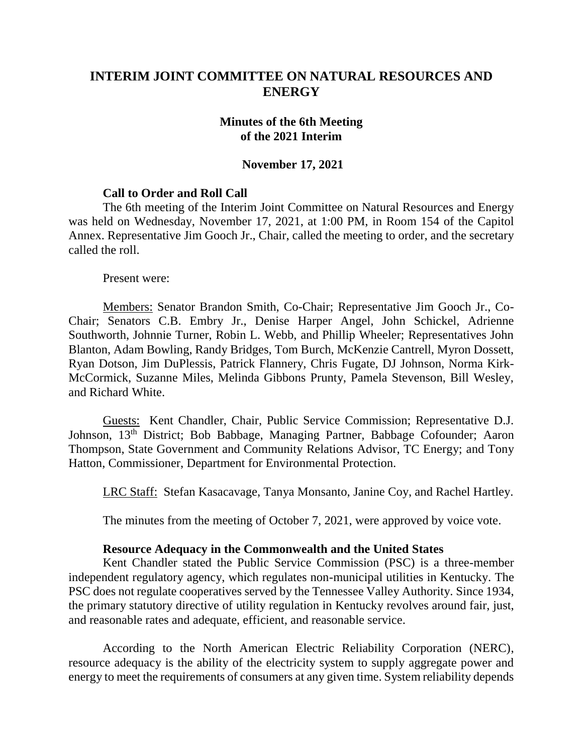# INTERIM JOINT COMMITTEE ON NATURAL RESOURCES AND ENERGY

## Minutes of the 6th Meeting of the 2021 Interim

## November 17, 2021

### Call to Order and Roll Call

The 6th meeting of the Interim Joint Committee on Natural Resources and Energy was held on Wednesday, November 17, 2021, at 1:00 PM, in Room 154 of the Capitol Annex. Representative Jim Gooch Jr., Chair, called the meeting to order, and the secretary called the roll.

Present were:

Members: Senator Brandon Smith, Co-Chair; Representative Jim Gooch Jr., Co-Chair; Senators C.B. Embry Jr., Denise Harper Angel, John Schickel, Adrienne Southworth, Johnnie Turner, Robin L. Webb, and Phillip Wheeler; Representatives John Blanton, Adam Bowling, Randy Bridges, Tom Burch, McKenzie Cantrell, Myron Dossett, Ryan Dotson, Jim DuPlessis, Patrick Flannery, Chris Fugate, DJ Johnson, Norma Kirk-McCormick, Suzanne Miles, Melinda Gibbons Prunty, Pamela Stevenson, Bill Wesley, and Richard White.

Guests: Kent Chandler, Chair, Public Service Commission; Representative D.J. Johnson, 13th District; Bob Babbage, Managing Partner, Babbage Cofounder; Aaron Thompson, State Government and Community Relations Advisor, TC Energy; and Tony Hatton, Commissioner, Department for Environmental Protection.

LRC Staff: Stefan Kasacavage, Tanya Monsanto, Janine Coy, and Rachel Hartley.

The minutes from the meeting of October 7, 2021, were approved by voice vote.

### Resource Adequacy in the Commonwealth and the United States

Kent Chandler stated the Public Service Commission (PSC) is a three-member independent regulatory agency, which regulates non-municipal utilities in Kentucky. The PSC does not regulate cooperatives served by the Tennessee Valley Authority. Since 1934, the primary statutory directive of utility regulation in Kentucky revolves around fair, just, and reasonable rates and adequate, efficient, and reasonable service.

According to the North American Electric Reliability Corporation (NERC), resource adequacy is the ability of the electricity system to supply aggregate power and energy to meet the requirements of consumers at any given time. System reliability depends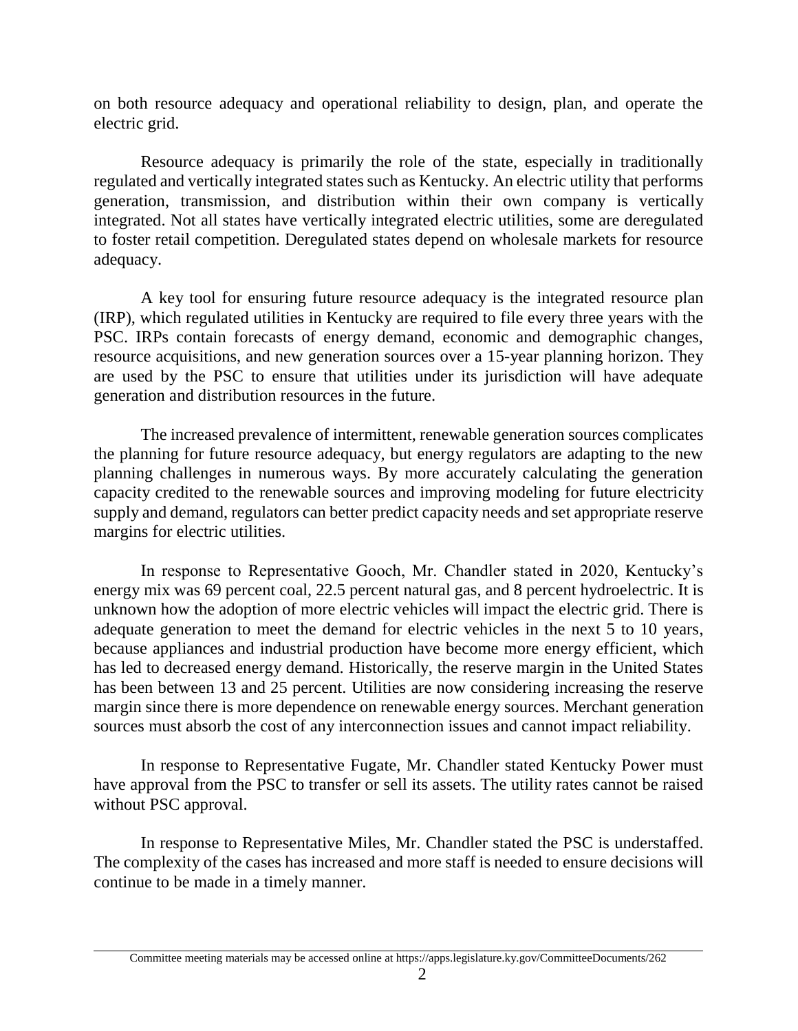on both resource adequacy and operational reliability to design, plan, and operate the electric grid.

Resource adequacy is primarily the role of the state, especially in traditionally regulated and vertically integrated states such as Kentucky. An electric utility that performs generation, transmission, and distribution within their own company is vertically integrated. Not all states have vertically integrated electric utilities, some are deregulated to foster retail competition. Deregulated states depend on wholesale markets for resource adequacy.

A key tool for ensuring future resource adequacy is the integrated resource plan (IRP), which regulated utilities in Kentucky are required to file every three years with the PSC. IRPs contain forecasts of energy demand, economic and demographic changes, resource acquisitions, and new generation sources over a 15-year planning horizon. They are used by the PSC to ensure that utilities under its jurisdiction will have adequate generation and distribution resources in the future.

The increased prevalence of intermittent, renewable generation sources complicates the planning for future resource adequacy, but energy regulators are adapting to the new planning challenges in numerous ways. By more accurately calculating the generation capacity credited to the renewable sources and improving modeling for future electricity supply and demand, regulators can better predict capacity needs and set appropriate reserve margins for electric utilities.

In response to Representative Gooch, Mr. Chandler stated in 2020, Kentucky's energy mix was 69 percent coal, 22.5 percent natural gas, and 8 percent hydroelectric. It is unknown how the adoption of more electric vehicles will impact the electric grid. There is adequate generation to meet the demand for electric vehicles in the next 5 to 10 years, because appliances and industrial production have become more energy efficient, which has led to decreased energy demand. Historically, the reserve margin in the United States has been between 13 and 25 percent. Utilities are now considering increasing the reserve margin since there is more dependence on renewable energy sources. Merchant generation sources must absorb the cost of any interconnection issues and cannot impact reliability.

In response to Representative Fugate, Mr. Chandler stated Kentucky Power must have approval from the PSC to transfer or sell its assets. The utility rates cannot be raised without PSC approval.

In response to Representative Miles, Mr. Chandler stated the PSC is understaffed. The complexity of the cases has increased and more staff is needed to ensure decisions will continue to be made in a timely manner.

Committee meeting materials may be accessed online at https://apps.legislature.ky.gov/CommitteeDocuments/262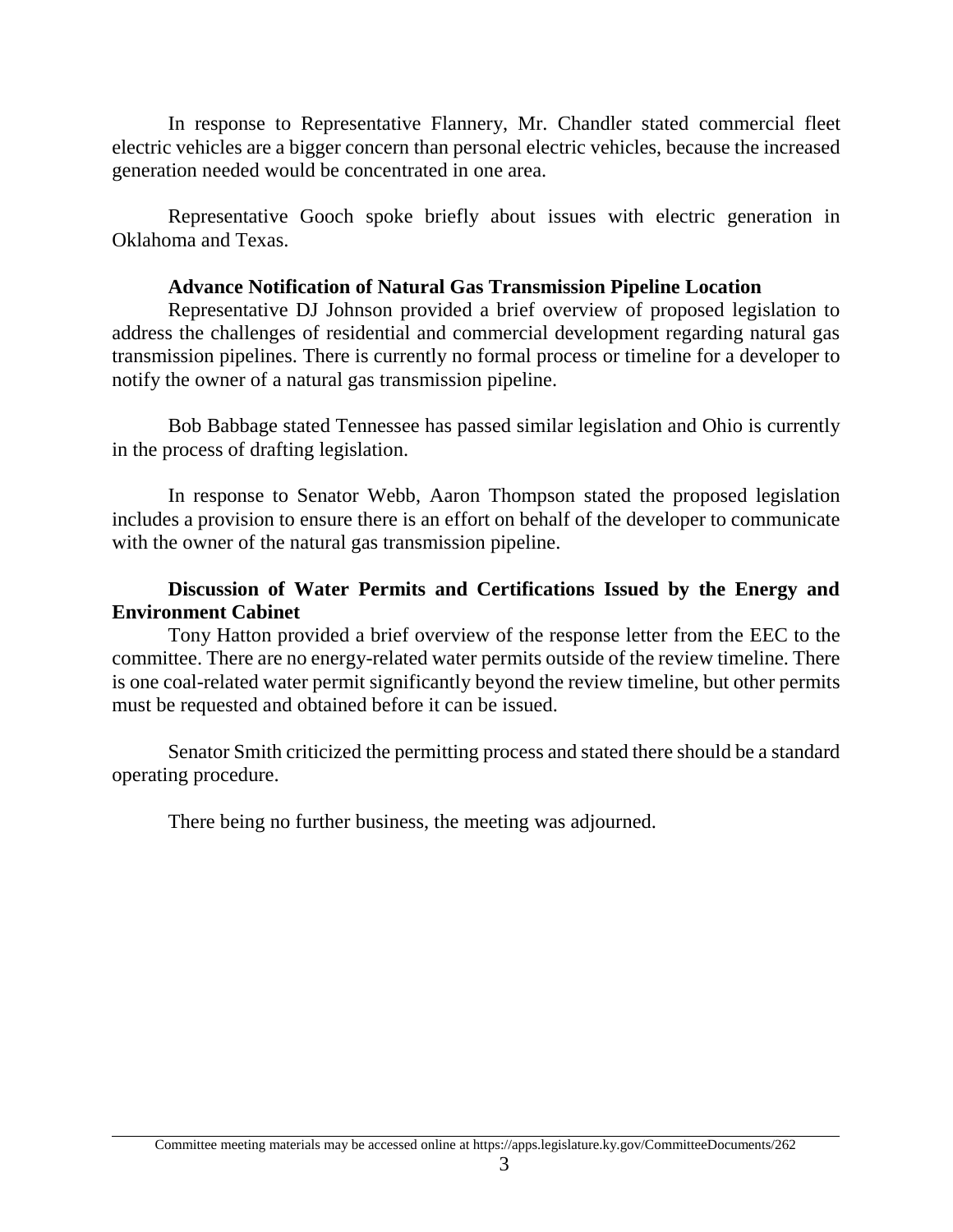In response to Representative Flannery, Mr. Chandler stated commercial fleet electric vehicles are a bigger concern than personal electric vehicles, because the increased generation needed would be concentrated in one area.

Representative Gooch spoke briefly about issues with electric generation in Oklahoma and Texas.

**Advance Notification of Natural Gas Transmission Pipeline Location**

Representative DJ Johnson provided a brief overview of proposed legislation to address the challenges of residential and commercial development regarding natural gas transmission pipelines. There is currently no formal process or timeline for a developer to notify the owner of a natural gas transmission pipeline.

Bob Babbage stated Tennessee has passed similar legislation and Ohio is currently in the process of drafting legislation.

In response to Senator Webb, Aaron Thompson stated the proposed legislation includes a provision to ensure there is an effort on behalf of the developer to communicate with the owner of the natural gas transmission pipeline.

**Discussion of Water Permits and Certifications Issued by the Energy and Environment Cabinet**

Tony Hatton provided a brief overview of the response letter from the EEC to the committee. There are no energy-related water permits outside of the review timeline. There is one coal-related water permit significantly beyond the review timeline, but other permits must be requested and obtained before it can be issued.

Senator Smith criticized the permitting process and stated there should be a standard operating procedure.

There being no further business, the meeting was adjourned.

Committee meeting materials may be accessed online at https://apps.legislature.ky.gov/CommitteeDocuments/262